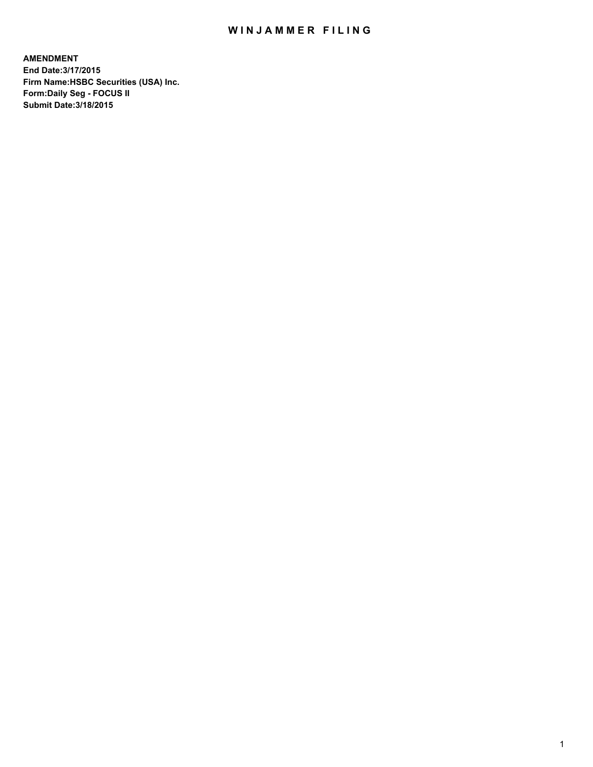# WINJAMMER FILING

**AMENDMENT**
**End Date:3/17/2015**
**Firm Name:HSBC Securities (USA) Inc.**
**Form:Daily Seg - FOCUS II**
**Submit Date:3/18/2015**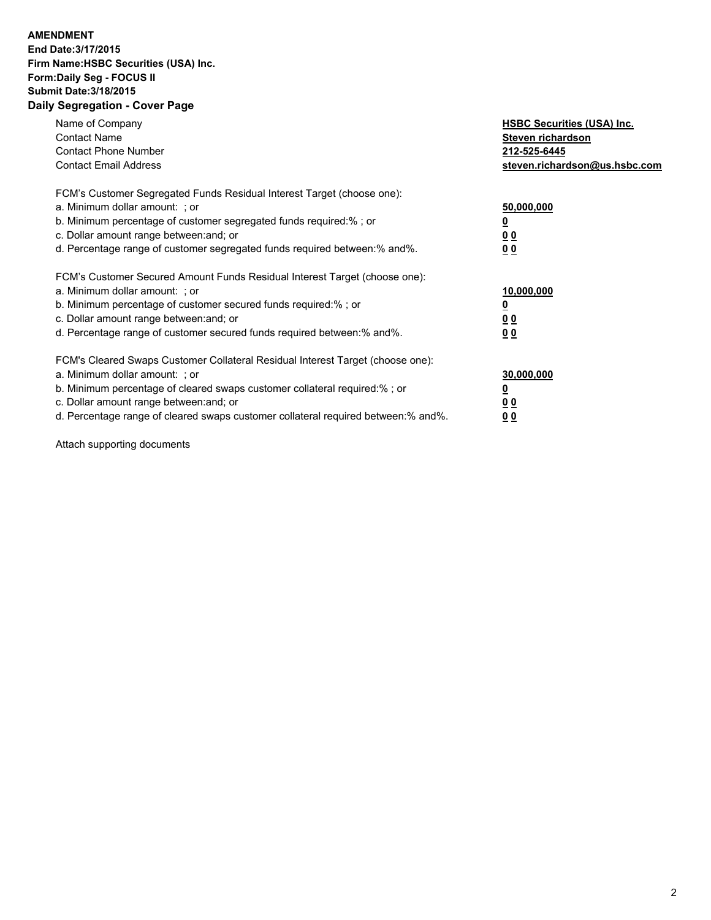**AMENDMENT**
**End Date:3/17/2015**
**Firm Name:HSBC Securities (USA) Inc.**
**Form:Daily Seg - FOCUS II**
**Submit Date:3/18/2015**

## Daily Segregation - Cover Page

| | |
|---|---|
| Name of Company | **HSBC Securities (USA) Inc.** |
| Contact Name | **Steven richardson** |
| Contact Phone Number | **212-525-6445** |
| Contact Email Address | **steven.richardson@us.hsbc.com** |

| | |
|---|---|
| FCM's Customer Segregated Funds Residual Interest Target (choose one): | |
| a. Minimum dollar amount: ; or | **50,000,000** |
| b. Minimum percentage of customer segregated funds required:% ; or | **0** |
| c. Dollar amount range between:and; or | **0 0** |
| d. Percentage range of customer segregated funds required between:% and%. | **0 0** |

| | |
|---|---|
| FCM's Customer Secured Amount Funds Residual Interest Target (choose one): | |
| a. Minimum dollar amount: ; or | **10,000,000** |
| b. Minimum percentage of customer secured funds required:% ; or | **0** |
| c. Dollar amount range between:and; or | **0 0** |
| d. Percentage range of customer secured funds required between:% and%. | **0 0** |

| | |
|---|---|
| FCM's Cleared Swaps Customer Collateral Residual Interest Target (choose one): | |
| a. Minimum dollar amount: ; or | **30,000,000** |
| b. Minimum percentage of cleared swaps customer collateral required:% ; or | **0** |
| c. Dollar amount range between:and; or | **0 0** |
| d. Percentage range of cleared swaps customer collateral required between:% and%. | **0 0** |

Attach supporting documents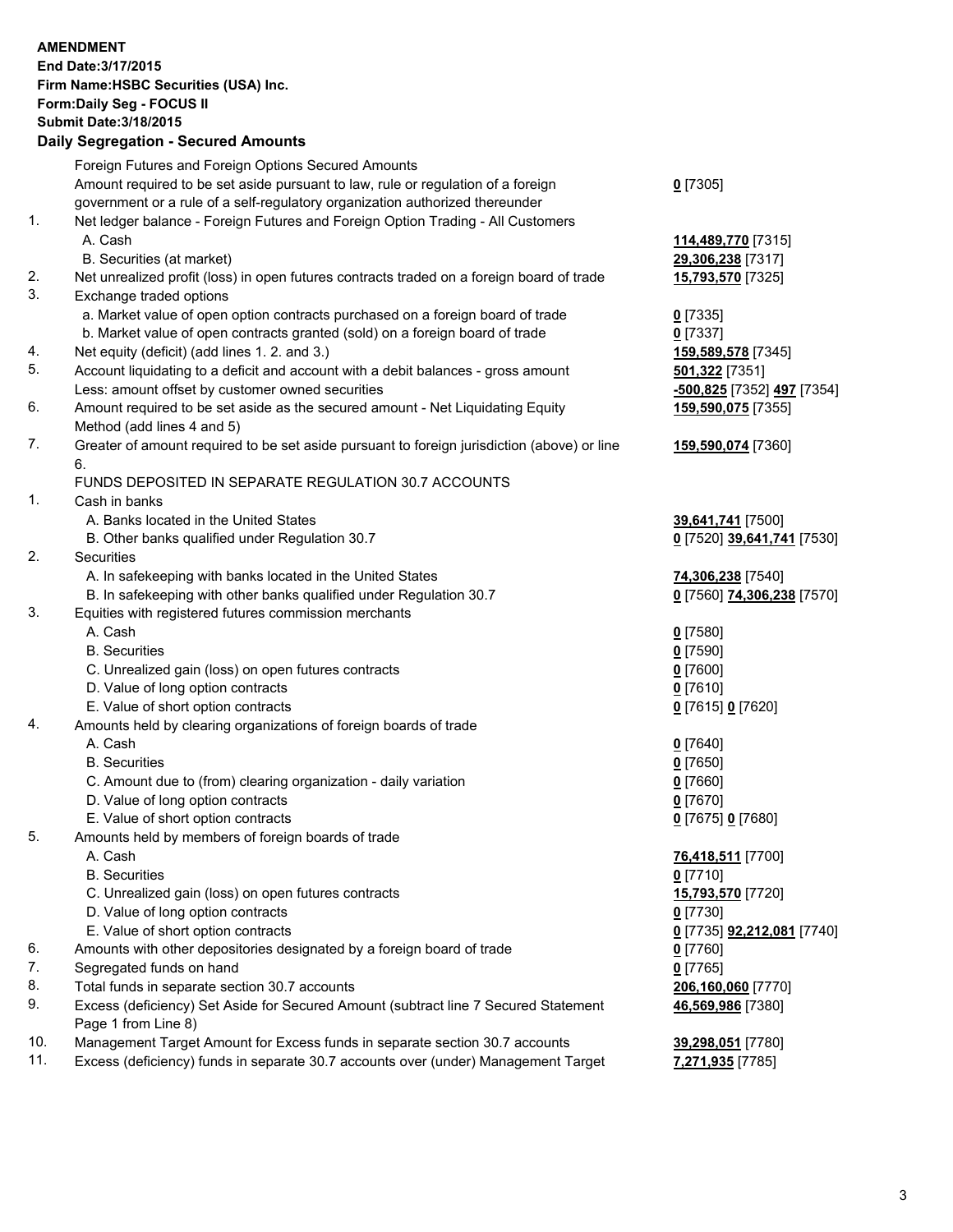**AMENDMENT**
**End Date:3/17/2015**
**Firm Name:HSBC Securities (USA) Inc.**
**Form:Daily Seg - FOCUS II**
**Submit Date:3/18/2015**

## Daily Segregation - Secured Amounts

| | | |
|---|---|---|
| | Foreign Futures and Foreign Options Secured Amounts | |
| | Amount required to be set aside pursuant to law, rule or regulation of a foreign government or a rule of a self-regulatory organization authorized thereunder | **0** [7305] |
| 1. | Net ledger balance - Foreign Futures and Foreign Option Trading - All Customers | |
| | A. Cash | **114,489,770** [7315] |
| | B. Securities (at market) | **29,306,238** [7317] |
| 2. | Net unrealized profit (loss) in open futures contracts traded on a foreign board of trade | **15,793,570** [7325] |
| 3. | Exchange traded options | |
| | a. Market value of open option contracts purchased on a foreign board of trade | **0** [7335] |
| | b. Market value of open contracts granted (sold) on a foreign board of trade | **0** [7337] |
| 4. | Net equity (deficit) (add lines 1. 2. and 3.) | **159,589,578** [7345] |
| 5. | Account liquidating to a deficit and account with a debit balances - gross amount | **501,322** [7351] |
| | Less: amount offset by customer owned securities | **-500,825** [7352] **497** [7354] |
| 6. | Amount required to be set aside as the secured amount - Net Liquidating Equity Method (add lines 4 and 5) | **159,590,075** [7355] |
| 7. | Greater of amount required to be set aside pursuant to foreign jurisdiction (above) or line 6. | **159,590,074** [7360] |
| | FUNDS DEPOSITED IN SEPARATE REGULATION 30.7 ACCOUNTS | |
| 1. | Cash in banks | |
| | A. Banks located in the United States | **39,641,741** [7500] |
| | B. Other banks qualified under Regulation 30.7 | **0** [7520] **39,641,741** [7530] |
| 2. | Securities | |
| | A. In safekeeping with banks located in the United States | **74,306,238** [7540] |
| | B. In safekeeping with other banks qualified under Regulation 30.7 | **0** [7560] **74,306,238** [7570] |
| 3. | Equities with registered futures commission merchants | |
| | A. Cash | **0** [7580] |
| | B. Securities | **0** [7590] |
| | C. Unrealized gain (loss) on open futures contracts | **0** [7600] |
| | D. Value of long option contracts | **0** [7610] |
| | E. Value of short option contracts | **0** [7615] **0** [7620] |
| 4. | Amounts held by clearing organizations of foreign boards of trade | |
| | A. Cash | **0** [7640] |
| | B. Securities | **0** [7650] |
| | C. Amount due to (from) clearing organization - daily variation | **0** [7660] |
| | D. Value of long option contracts | **0** [7670] |
| | E. Value of short option contracts | **0** [7675] **0** [7680] |
| 5. | Amounts held by members of foreign boards of trade | |
| | A. Cash | **76,418,511** [7700] |
| | B. Securities | **0** [7710] |
| | C. Unrealized gain (loss) on open futures contracts | **15,793,570** [7720] |
| | D. Value of long option contracts | **0** [7730] |
| | E. Value of short option contracts | **0** [7735] **92,212,081** [7740] |
| 6. | Amounts with other depositories designated by a foreign board of trade | **0** [7760] |
| 7. | Segregated funds on hand | **0** [7765] |
| 8. | Total funds in separate section 30.7 accounts | **206,160,060** [7770] |
| 9. | Excess (deficiency) Set Aside for Secured Amount (subtract line 7 Secured Statement Page 1 from Line 8) | **46,569,986** [7380] |
| 10. | Management Target Amount for Excess funds in separate section 30.7 accounts | **39,298,051** [7780] |
| 11. | Excess (deficiency) funds in separate 30.7 accounts over (under) Management Target | **7,271,935** [7785] |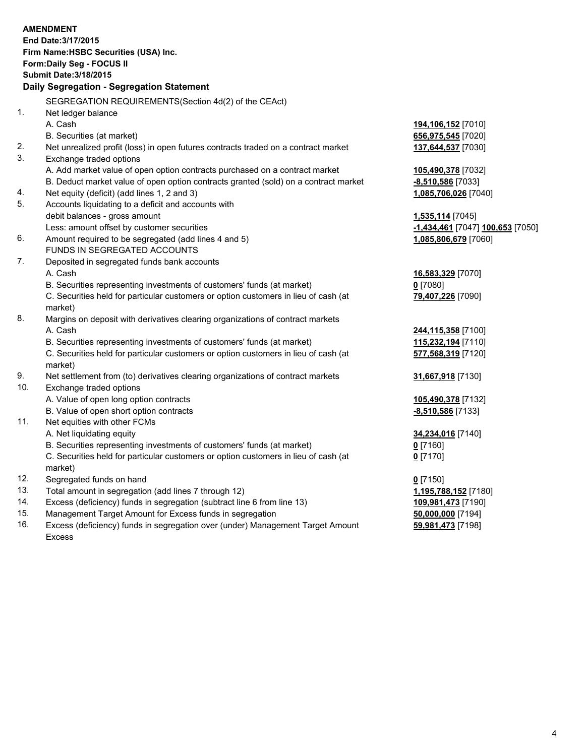**AMENDMENT**
**End Date:3/17/2015**
**Firm Name:HSBC Securities (USA) Inc.**
**Form:Daily Seg - FOCUS II**
**Submit Date:3/18/2015**

## Daily Segregation - Segregation Statement

SEGREGATION REQUIREMENTS(Section 4d(2) of the CEAct)

| | | |
|---|---|---|
| 1. | Net ledger balance | |
| | A. Cash | **194,106,152** [7010] |
| | B. Securities (at market) | **656,975,545** [7020] |
| 2. | Net unrealized profit (loss) in open futures contracts traded on a contract market | **137,644,537** [7030] |
| 3. | Exchange traded options | |
| | A. Add market value of open option contracts purchased on a contract market | **105,490,378** [7032] |
| | B. Deduct market value of open option contracts granted (sold) on a contract market | **-8,510,586** [7033] |
| 4. | Net equity (deficit) (add lines 1, 2 and 3) | **1,085,706,026** [7040] |
| 5. | Accounts liquidating to a deficit and accounts with debit balances - gross amount | **1,535,114** [7045] |
| | Less: amount offset by customer securities | **-1,434,461** [7047] **100,653** [7050] |
| 6. | Amount required to be segregated (add lines 4 and 5) | **1,085,806,679** [7060] |
| | FUNDS IN SEGREGATED ACCOUNTS | |
| 7. | Deposited in segregated funds bank accounts | |
| | A. Cash | **16,583,329** [7070] |
| | B. Securities representing investments of customers' funds (at market) | **0** [7080] |
| | C. Securities held for particular customers or option customers in lieu of cash (at market) | **79,407,226** [7090] |
| 8. | Margins on deposit with derivatives clearing organizations of contract markets | |
| | A. Cash | **244,115,358** [7100] |
| | B. Securities representing investments of customers' funds (at market) | **115,232,194** [7110] |
| | C. Securities held for particular customers or option customers in lieu of cash (at market) | **577,568,319** [7120] |
| 9. | Net settlement from (to) derivatives clearing organizations of contract markets | **31,667,918** [7130] |
| 10. | Exchange traded options | |
| | A. Value of open long option contracts | **105,490,378** [7132] |
| | B. Value of open short option contracts | **-8,510,586** [7133] |
| 11. | Net equities with other FCMs | |
| | A. Net liquidating equity | **34,234,016** [7140] |
| | B. Securities representing investments of customers' funds (at market) | **0** [7160] |
| | C. Securities held for particular customers or option customers in lieu of cash (at market) | **0** [7170] |
| 12. | Segregated funds on hand | **0** [7150] |
| 13. | Total amount in segregation (add lines 7 through 12) | **1,195,788,152** [7180] |
| 14. | Excess (deficiency) funds in segregation (subtract line 6 from line 13) | **109,981,473** [7190] |
| 15. | Management Target Amount for Excess funds in segregation | **50,000,000** [7194] |
| 16. | Excess (deficiency) funds in segregation over (under) Management Target Amount Excess | **59,981,473** [7198] |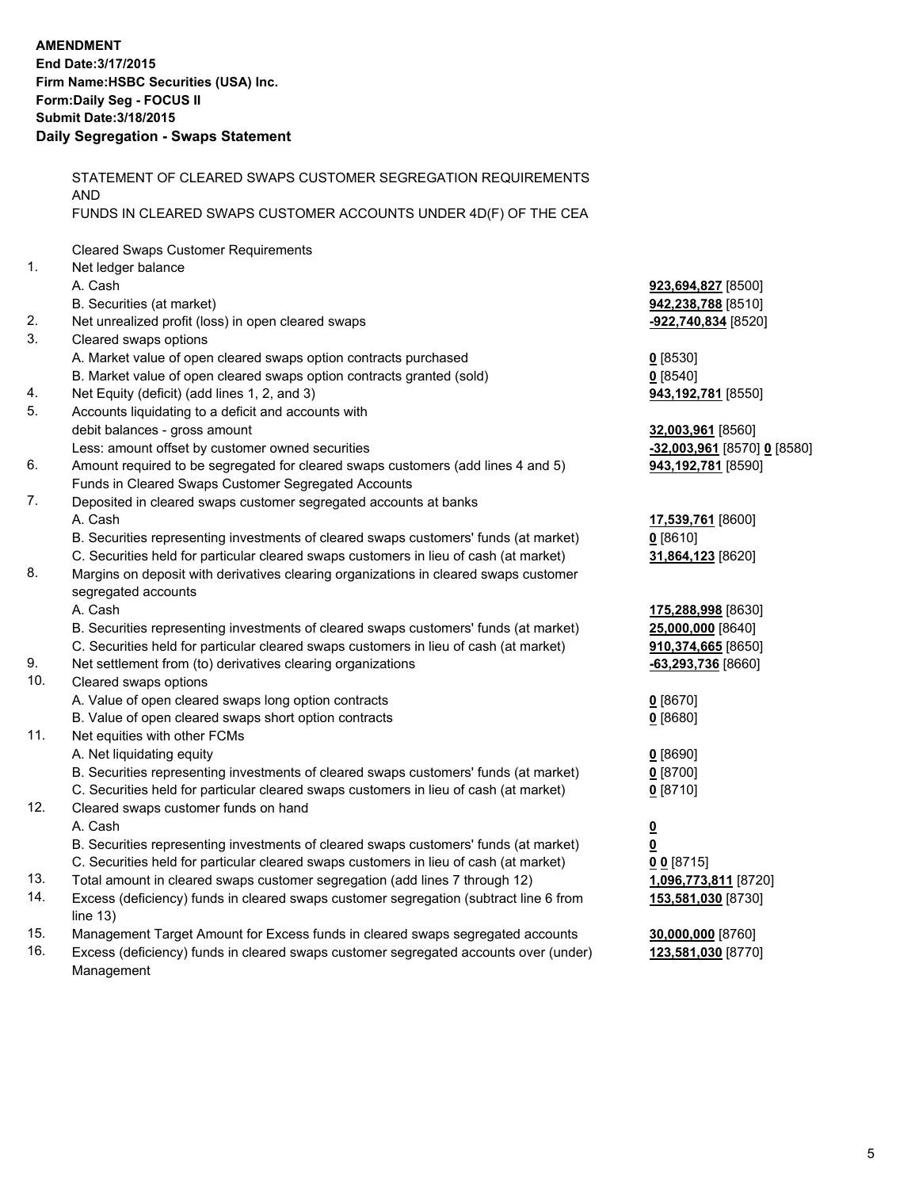**AMENDMENT**
**End Date:3/17/2015**
**Firm Name:HSBC Securities (USA) Inc.**
**Form:Daily Seg - FOCUS II**
**Submit Date:3/18/2015**
**Daily Segregation - Swaps Statement**

STATEMENT OF CLEARED SWAPS CUSTOMER SEGREGATION REQUIREMENTS AND FUNDS IN CLEARED SWAPS CUSTOMER ACCOUNTS UNDER 4D(F) OF THE CEA

| | | |
|---|---|---|
| | Cleared Swaps Customer Requirements | |
| 1. | Net ledger balance | |
| | A. Cash | **923,694,827** [8500] |
| | B. Securities (at market) | **942,238,788** [8510] |
| 2. | Net unrealized profit (loss) in open cleared swaps | **-922,740,834** [8520] |
| 3. | Cleared swaps options | |
| | A. Market value of open cleared swaps option contracts purchased | **0** [8530] |
| | B. Market value of open cleared swaps option contracts granted (sold) | **0** [8540] |
| 4. | Net Equity (deficit) (add lines 1, 2, and 3) | **943,192,781** [8550] |
| 5. | Accounts liquidating to a deficit and accounts with debit balances - gross amount | **32,003,961** [8560] |
| | Less: amount offset by customer owned securities | **-32,003,961** [8570] **0** [8580] |
| 6. | Amount required to be segregated for cleared swaps customers (add lines 4 and 5) | **943,192,781** [8590] |
| | Funds in Cleared Swaps Customer Segregated Accounts | |
| 7. | Deposited in cleared swaps customer segregated accounts at banks | |
| | A. Cash | **17,539,761** [8600] |
| | B. Securities representing investments of cleared swaps customers' funds (at market) | **0** [8610] |
| | C. Securities held for particular cleared swaps customers in lieu of cash (at market) | **31,864,123** [8620] |
| 8. | Margins on deposit with derivatives clearing organizations in cleared swaps customer segregated accounts | |
| | A. Cash | **175,288,998** [8630] |
| | B. Securities representing investments of cleared swaps customers' funds (at market) | **25,000,000** [8640] |
| | C. Securities held for particular cleared swaps customers in lieu of cash (at market) | **910,374,665** [8650] |
| 9. | Net settlement from (to) derivatives clearing organizations | **-63,293,736** [8660] |
| 10. | Cleared swaps options | |
| | A. Value of open cleared swaps long option contracts | **0** [8670] |
| | B. Value of open cleared swaps short option contracts | **0** [8680] |
| 11. | Net equities with other FCMs | |
| | A. Net liquidating equity | **0** [8690] |
| | B. Securities representing investments of cleared swaps customers' funds (at market) | **0** [8700] |
| | C. Securities held for particular cleared swaps customers in lieu of cash (at market) | **0** [8710] |
| 12. | Cleared swaps customer funds on hand | |
| | A. Cash | **0** |
| | B. Securities representing investments of cleared swaps customers' funds (at market) | **0** |
| | C. Securities held for particular cleared swaps customers in lieu of cash (at market) | **0** **0** [8715] |
| 13. | Total amount in cleared swaps customer segregation (add lines 7 through 12) | **1,096,773,811** [8720] |
| 14. | Excess (deficiency) funds in cleared swaps customer segregation (subtract line 6 from line 13) | **153,581,030** [8730] |
| 15. | Management Target Amount for Excess funds in cleared swaps segregated accounts | **30,000,000** [8760] |
| 16. | Excess (deficiency) funds in cleared swaps customer segregated accounts over (under) Management | **123,581,030** [8770] |